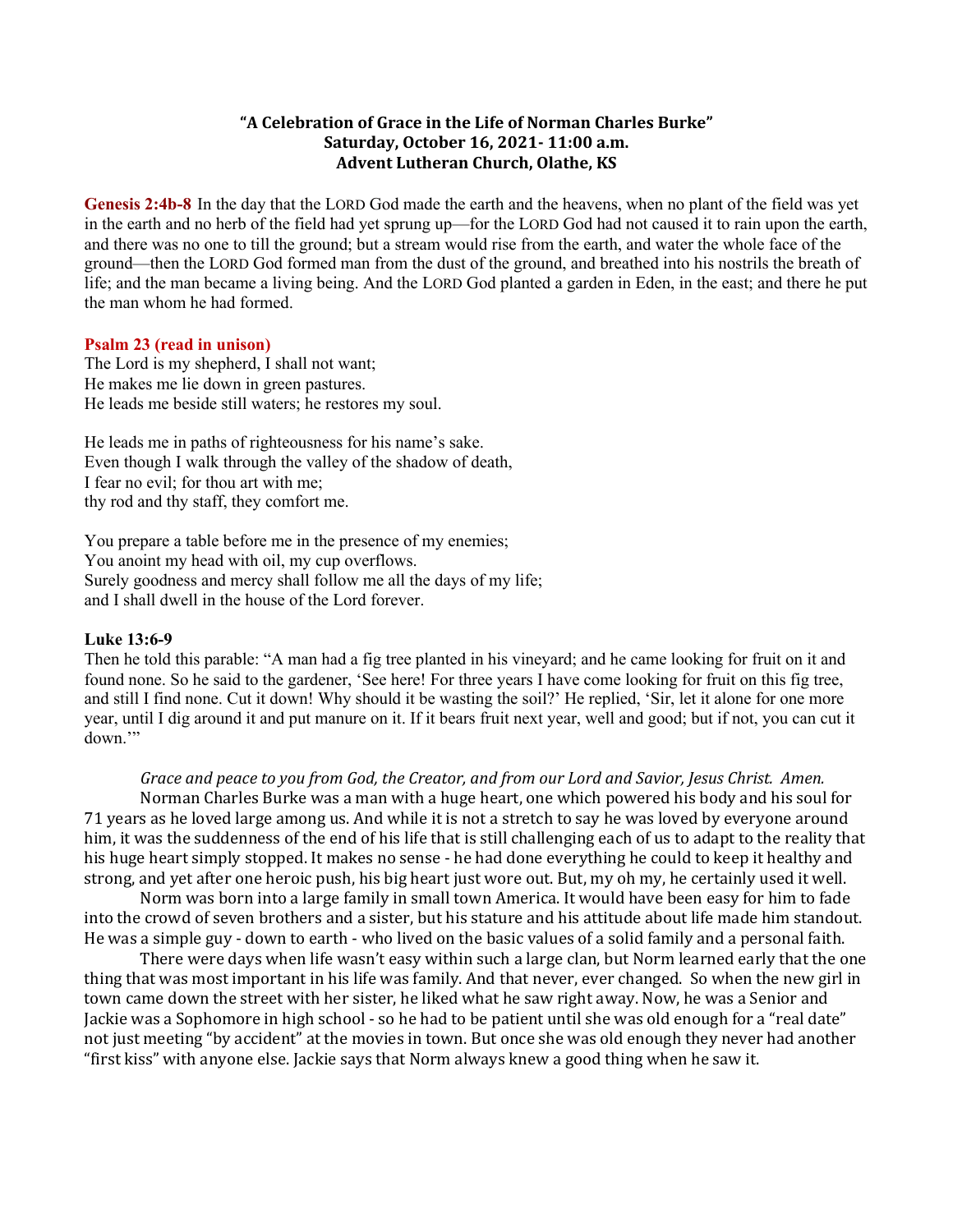**"A Celebration of Grace in the Life of Norman Charles Burke"**
**Saturday, October 16, 2021- 11:00 a.m.**
**Advent Lutheran Church, Olathe, KS**

**Genesis 2:4b-8** In the day that the LORD God made the earth and the heavens, when no plant of the field was yet in the earth and no herb of the field had yet sprung up—for the LORD God had not caused it to rain upon the earth, and there was no one to till the ground; but a stream would rise from the earth, and water the whole face of the ground—then the LORD God formed man from the dust of the ground, and breathed into his nostrils the breath of life; and the man became a living being. And the LORD God planted a garden in Eden, in the east; and there he put the man whom he had formed.

**Psalm 23 (read in unison)**

The Lord is my shepherd, I shall not want;
He makes me lie down in green pastures.
He leads me beside still waters; he restores my soul.

He leads me in paths of righteousness for his name's sake.
Even though I walk through the valley of the shadow of death,
I fear no evil; for thou art with me;
thy rod and thy staff, they comfort me.

You prepare a table before me in the presence of my enemies;
You anoint my head with oil, my cup overflows.
Surely goodness and mercy shall follow me all the days of my life;
and I shall dwell in the house of the Lord forever.

**Luke 13:6-9**

Then he told this parable: "A man had a fig tree planted in his vineyard; and he came looking for fruit on it and found none. So he said to the gardener, 'See here! For three years I have come looking for fruit on this fig tree, and still I find none. Cut it down! Why should it be wasting the soil?' He replied, 'Sir, let it alone for one more year, until I dig around it and put manure on it. If it bears fruit next year, well and good; but if not, you can cut it down.'"

*Grace and peace to you from God, the Creator, and from our Lord and Savior, Jesus Christ. Amen.*

Norman Charles Burke was a man with a huge heart, one which powered his body and his soul for 71 years as he loved large among us. And while it is not a stretch to say he was loved by everyone around him, it was the suddenness of the end of his life that is still challenging each of us to adapt to the reality that his huge heart simply stopped. It makes no sense - he had done everything he could to keep it healthy and strong, and yet after one heroic push, his big heart just wore out. But, my oh my, he certainly used it well.

Norm was born into a large family in small town America. It would have been easy for him to fade into the crowd of seven brothers and a sister, but his stature and his attitude about life made him standout. He was a simple guy - down to earth - who lived on the basic values of a solid family and a personal faith.

There were days when life wasn't easy within such a large clan, but Norm learned early that the one thing that was most important in his life was family. And that never, ever changed. So when the new girl in town came down the street with her sister, he liked what he saw right away. Now, he was a Senior and Jackie was a Sophomore in high school - so he had to be patient until she was old enough for a "real date" not just meeting "by accident" at the movies in town. But once she was old enough they never had another "first kiss" with anyone else. Jackie says that Norm always knew a good thing when he saw it.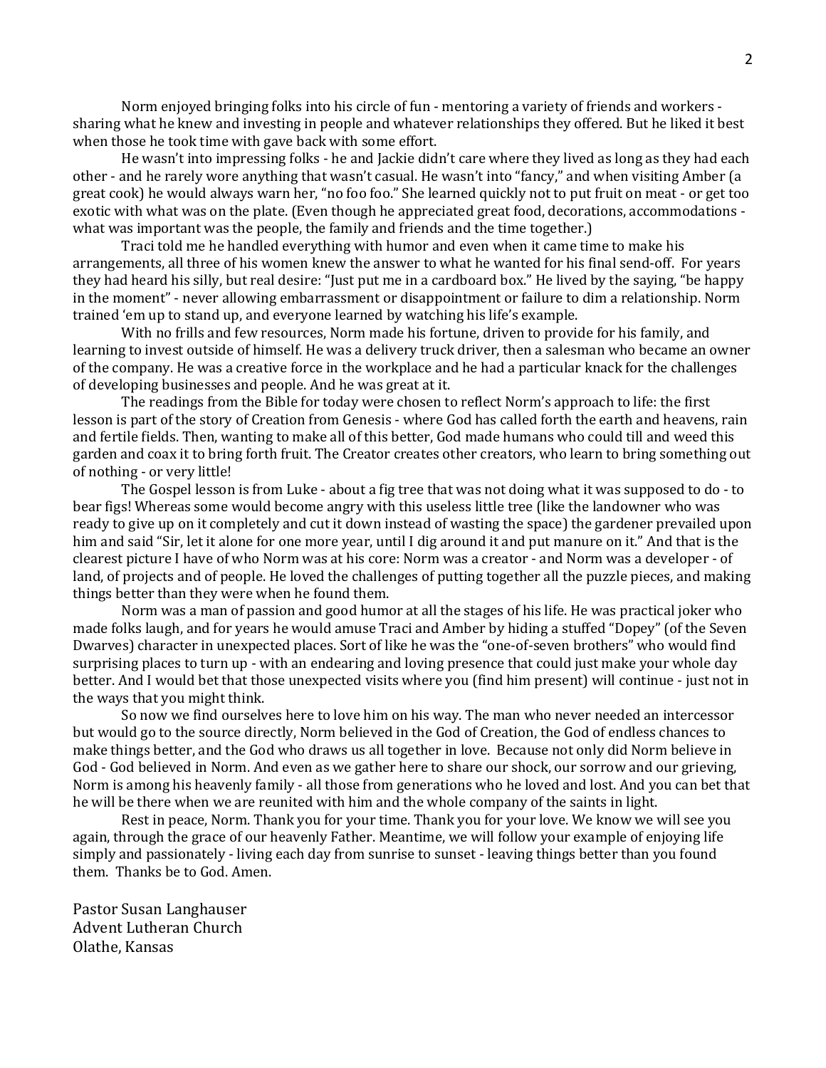Norm enjoyed bringing folks into his circle of fun - mentoring a variety of friends and workers - sharing what he knew and investing in people and whatever relationships they offered. But he liked it best when those he took time with gave back with some effort.

He wasn't into impressing folks - he and Jackie didn't care where they lived as long as they had each other - and he rarely wore anything that wasn't casual. He wasn't into "fancy," and when visiting Amber (a great cook) he would always warn her, "no foo foo." She learned quickly not to put fruit on meat - or get too exotic with what was on the plate. (Even though he appreciated great food, decorations, accommodations - what was important was the people, the family and friends and the time together.)

Traci told me he handled everything with humor and even when it came time to make his arrangements, all three of his women knew the answer to what he wanted for his final send-off. For years they had heard his silly, but real desire: "Just put me in a cardboard box." He lived by the saying, "be happy in the moment" - never allowing embarrassment or disappointment or failure to dim a relationship. Norm trained 'em up to stand up, and everyone learned by watching his life's example.

With no frills and few resources, Norm made his fortune, driven to provide for his family, and learning to invest outside of himself. He was a delivery truck driver, then a salesman who became an owner of the company. He was a creative force in the workplace and he had a particular knack for the challenges of developing businesses and people. And he was great at it.

The readings from the Bible for today were chosen to reflect Norm's approach to life: the first lesson is part of the story of Creation from Genesis - where God has called forth the earth and heavens, rain and fertile fields. Then, wanting to make all of this better, God made humans who could till and weed this garden and coax it to bring forth fruit. The Creator creates other creators, who learn to bring something out of nothing - or very little!

The Gospel lesson is from Luke - about a fig tree that was not doing what it was supposed to do - to bear figs! Whereas some would become angry with this useless little tree (like the landowner who was ready to give up on it completely and cut it down instead of wasting the space) the gardener prevailed upon him and said "Sir, let it alone for one more year, until I dig around it and put manure on it." And that is the clearest picture I have of who Norm was at his core: Norm was a creator - and Norm was a developer - of land, of projects and of people. He loved the challenges of putting together all the puzzle pieces, and making things better than they were when he found them.

Norm was a man of passion and good humor at all the stages of his life. He was practical joker who made folks laugh, and for years he would amuse Traci and Amber by hiding a stuffed "Dopey" (of the Seven Dwarves) character in unexpected places. Sort of like he was the "one-of-seven brothers" who would find surprising places to turn up - with an endearing and loving presence that could just make your whole day better. And I would bet that those unexpected visits where you (find him present) will continue - just not in the ways that you might think.

So now we find ourselves here to love him on his way. The man who never needed an intercessor but would go to the source directly, Norm believed in the God of Creation, the God of endless chances to make things better, and the God who draws us all together in love. Because not only did Norm believe in God - God believed in Norm. And even as we gather here to share our shock, our sorrow and our grieving, Norm is among his heavenly family - all those from generations who he loved and lost. And you can bet that he will be there when we are reunited with him and the whole company of the saints in light.

Rest in peace, Norm. Thank you for your time. Thank you for your love. We know we will see you again, through the grace of our heavenly Father. Meantime, we will follow your example of enjoying life simply and passionately - living each day from sunrise to sunset - leaving things better than you found them. Thanks be to God. Amen.

Pastor Susan Langhauser
Advent Lutheran Church
Olathe, Kansas